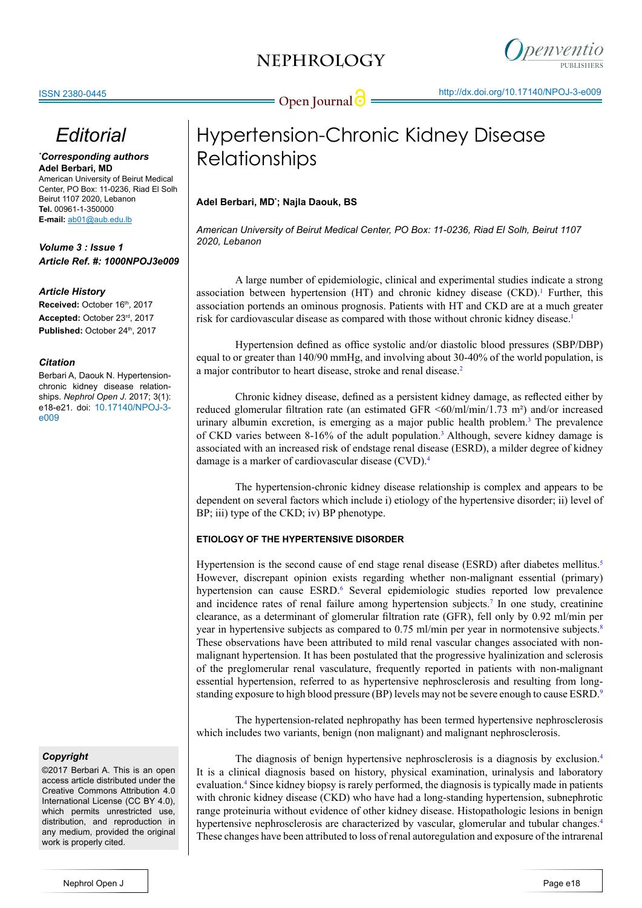# Hypertension-Chronic Kidney Disease Relationships

**Adel Berbari, MD*; Najla Daouk, BS**

*American University of Beirut Medical Center, PO Box: 11-0236, Riad El Solh, Beirut 1107 2020, Lebanon*

## Editorial

***Corresponding authors**
**Adel Berbari, MD**
American University of Beirut Medical Center, PO Box: 11-0236, Riad El Solh Beirut 1107 2020, Lebanon
**Tel.** 00961-1-350000
**E-mail:** ab01@aub.edu.lb

***Volume 3 : Issue 1***
***Article Ref. #: 1000NPOJ3e009***

***Article History***
**Received:** October 16th, 2017
**Accepted:** October 23rd, 2017
**Published:** October 24th, 2017

***Citation***
Berbari A, Daouk N. Hypertension-chronic kidney disease relationships. *Nephrol Open J*. 2017; 3(1): e18-e21. doi: 10.17140/NPOJ-3-e009

***Copyright***
©2017 Berbari A. This is an open access article distributed under the Creative Commons Attribution 4.0 International License (CC BY 4.0), which permits unrestricted use, distribution, and reproduction in any medium, provided the original work is properly cited.

A large number of epidemiologic, clinical and experimental studies indicate a strong association between hypertension (HT) and chronic kidney disease (CKD).[1] Further, this association portends an ominous prognosis. Patients with HT and CKD are at a much greater risk for cardiovascular disease as compared with those without chronic kidney disease.[1]

Hypertension defined as office systolic and/or diastolic blood pressures (SBP/DBP) equal to or greater than 140/90 mmHg, and involving about 30-40% of the world population, is a major contributor to heart disease, stroke and renal disease.[2]

Chronic kidney disease, defined as a persistent kidney damage, as reflected either by reduced glomerular filtration rate (an estimated GFR <60/ml/min/1.73 m²) and/or increased urinary albumin excretion, is emerging as a major public health problem.[3] The prevalence of CKD varies between 8-16% of the adult population.[3] Although, severe kidney damage is associated with an increased risk of endstage renal disease (ESRD), a milder degree of kidney damage is a marker of cardiovascular disease (CVD).[4]

The hypertension-chronic kidney disease relationship is complex and appears to be dependent on several factors which include i) etiology of the hypertensive disorder; ii) level of BP; iii) type of the CKD; iv) BP phenotype.

### ETIOLOGY OF THE HYPERTENSIVE DISORDER

Hypertension is the second cause of end stage renal disease (ESRD) after diabetes mellitus.[5] However, discrepant opinion exists regarding whether non-malignant essential (primary) hypertension can cause ESRD.[6] Several epidemiologic studies reported low prevalence and incidence rates of renal failure among hypertension subjects.[7] In one study, creatinine clearance, as a determinant of glomerular filtration rate (GFR), fell only by 0.92 ml/min per year in hypertensive subjects as compared to 0.75 ml/min per year in normotensive subjects.[8] These observations have been attributed to mild renal vascular changes associated with non-malignant hypertension. It has been postulated that the progressive hyalinization and sclerosis of the preglomerular renal vasculature, frequently reported in patients with non-malignant essential hypertension, referred to as hypertensive nephrosclerosis and resulting from long-standing exposure to high blood pressure (BP) levels may not be severe enough to cause ESRD.[9]

The hypertension-related nephropathy has been termed hypertensive nephrosclerosis which includes two variants, benign (non malignant) and malignant nephrosclerosis.

The diagnosis of benign hypertensive nephrosclerosis is a diagnosis by exclusion.[4] It is a clinical diagnosis based on history, physical examination, urinalysis and laboratory evaluation.[4] Since kidney biopsy is rarely performed, the diagnosis is typically made in patients with chronic kidney disease (CKD) who have had a long-standing hypertension, subnephrotic range proteinuria without evidence of other kidney disease. Histopathologic lesions in benign hypertensive nephrosclerosis are characterized by vascular, glomerular and tubular changes.[4] These changes have been attributed to loss of renal autoregulation and exposure of the intrarenal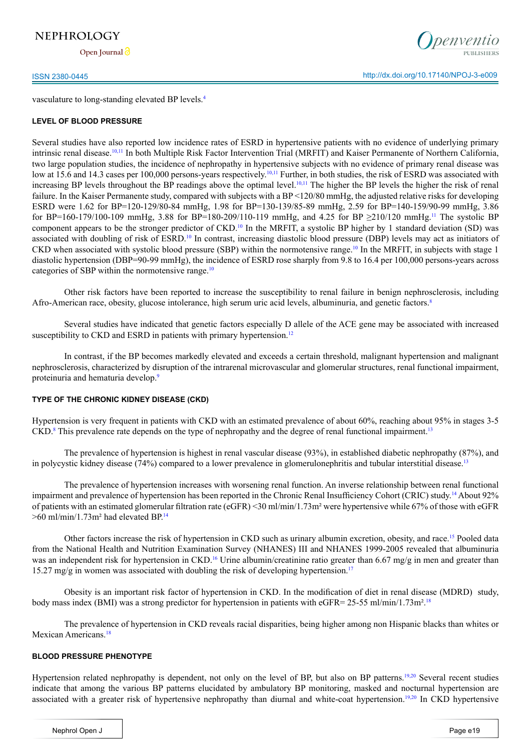vasculature to long-standing elevated BP levels.[4]

## LEVEL OF BLOOD PRESSURE

Several studies have also reported low incidence rates of ESRD in hypertensive patients with no evidence of underlying primary intrinsic renal disease.[10,11] In both Multiple Risk Factor Intervention Trial (MRFIT) and Kaiser Permanente of Northern California, two large population studies, the incidence of nephropathy in hypertensive subjects with no evidence of primary renal disease was low at 15.6 and 14.3 cases per 100,000 persons-years respectively.[10,11] Further, in both studies, the risk of ESRD was associated with increasing BP levels throughout the BP readings above the optimal level.[10,11] The higher the BP levels the higher the risk of renal failure. In the Kaiser Permanente study, compared with subjects with a BP <120/80 mmHg, the adjusted relative risks for developing ESRD were 1.62 for BP=120-129/80-84 mmHg, 1.98 for BP=130-139/85-89 mmHg, 2.59 for BP=140-159/90-99 mmHg, 3.86 for BP=160-179/100-109 mmHg, 3.88 for BP=180-209/110-119 mmHg, and 4.25 for BP ≥210/120 mmHg.[11] The systolic BP component appears to be the stronger predictor of CKD.[10] In the MRFIT, a systolic BP higher by 1 standard deviation (SD) was associated with doubling of risk of ESRD.[10] In contrast, increasing diastolic blood pressure (DBP) levels may act as initiators of CKD when associated with systolic blood pressure (SBP) within the normotensive range.[10] In the MRFIT, in subjects with stage 1 diastolic hypertension (DBP=90-99 mmHg), the incidence of ESRD rose sharply from 9.8 to 16.4 per 100,000 persons-years across categories of SBP within the normotensive range.[10]

Other risk factors have been reported to increase the susceptibility to renal failure in benign nephrosclerosis, including Afro-American race, obesity, glucose intolerance, high serum uric acid levels, albuminuria, and genetic factors.[8]

Several studies have indicated that genetic factors especially D allele of the ACE gene may be associated with increased susceptibility to CKD and ESRD in patients with primary hypertension.[12]

In contrast, if the BP becomes markedly elevated and exceeds a certain threshold, malignant hypertension and malignant nephrosclerosis, characterized by disruption of the intrarenal microvascular and glomerular structures, renal functional impairment, proteinuria and hematuria develop.[9]

## TYPE OF THE CHRONIC KIDNEY DISEASE (CKD)

Hypertension is very frequent in patients with CKD with an estimated prevalence of about 60%, reaching about 95% in stages 3-5 CKD.[8] This prevalence rate depends on the type of nephropathy and the degree of renal functional impairment.[13]

The prevalence of hypertension is highest in renal vascular disease (93%), in established diabetic nephropathy (87%), and in polycystic kidney disease (74%) compared to a lower prevalence in glomerulonephritis and tubular interstitial disease.[13]

The prevalence of hypertension increases with worsening renal function. An inverse relationship between renal functional impairment and prevalence of hypertension has been reported in the Chronic Renal Insufficiency Cohort (CRIC) study.[14] About 92% of patients with an estimated glomerular filtration rate (eGFR) <30 ml/min/1.73m² were hypertensive while 67% of those with eGFR >60 ml/min/1.73m² had elevated BP.[14]

Other factors increase the risk of hypertension in CKD such as urinary albumin excretion, obesity, and race.[15] Pooled data from the National Health and Nutrition Examination Survey (NHANES) III and NHANES 1999-2005 revealed that albuminuria was an independent risk for hypertension in CKD.[16] Urine albumin/creatinine ratio greater than 6.67 mg/g in men and greater than 15.27 mg/g in women was associated with doubling the risk of developing hypertension.[17]

Obesity is an important risk factor of hypertension in CKD. In the modification of diet in renal disease (MDRD) study, body mass index (BMI) was a strong predictor for hypertension in patients with eGFR= 25-55 ml/min/1.73m².[18]

The prevalence of hypertension in CKD reveals racial disparities, being higher among non Hispanic blacks than whites or Mexican Americans.[18]

## BLOOD PRESSURE PHENOTYPE

Hypertension related nephropathy is dependent, not only on the level of BP, but also on BP patterns.[19,20] Several recent studies indicate that among the various BP patterns elucidated by ambulatory BP monitoring, masked and nocturnal hypertension are associated with a greater risk of hypertensive nephropathy than diurnal and white-coat hypertension.[19,20] In CKD hypertensive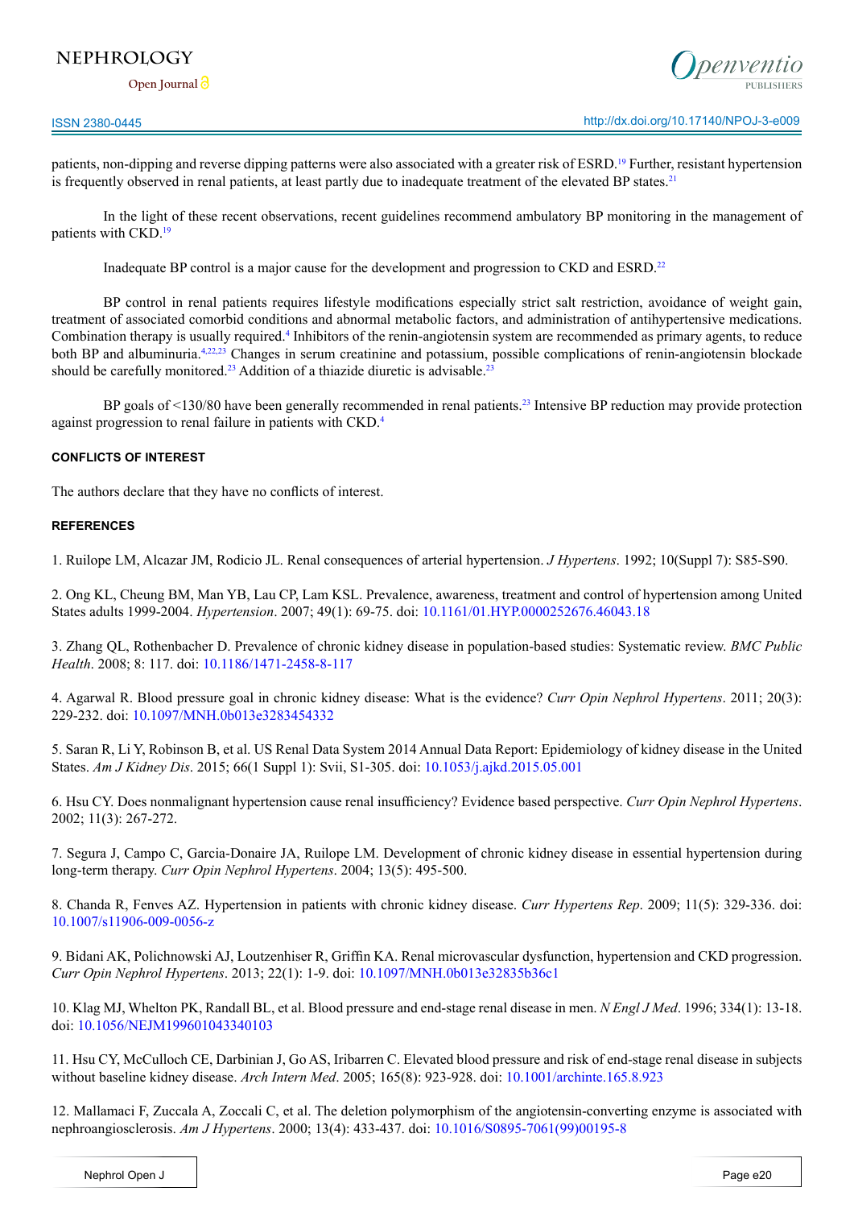patients, non-dipping and reverse dipping patterns were also associated with a greater risk of ESRD.[19] Further, resistant hypertension is frequently observed in renal patients, at least partly due to inadequate treatment of the elevated BP states.[21]

In the light of these recent observations, recent guidelines recommend ambulatory BP monitoring in the management of patients with CKD.[19]

Inadequate BP control is a major cause for the development and progression to CKD and ESRD.[22]

BP control in renal patients requires lifestyle modifications especially strict salt restriction, avoidance of weight gain, treatment of associated comorbid conditions and abnormal metabolic factors, and administration of antihypertensive medications. Combination therapy is usually required.[4] Inhibitors of the renin-angiotensin system are recommended as primary agents, to reduce both BP and albuminuria.[4,22,23] Changes in serum creatinine and potassium, possible complications of renin-angiotensin blockade should be carefully monitored.[23] Addition of a thiazide diuretic is advisable.[23]

BP goals of <130/80 have been generally recommended in renal patients.[23] Intensive BP reduction may provide protection against progression to renal failure in patients with CKD.[4]

### CONFLICTS OF INTEREST

The authors declare that they have no conflicts of interest.

### REFERENCES

1. Ruilope LM, Alcazar JM, Rodicio JL. Renal consequences of arterial hypertension. *J Hypertens*. 1992; 10(Suppl 7): S85-S90.

2. Ong KL, Cheung BM, Man YB, Lau CP, Lam KSL. Prevalence, awareness, treatment and control of hypertension among United States adults 1999-2004. *Hypertension*. 2007; 49(1): 69-75. doi: 10.1161/01.HYP.0000252676.46043.18

3. Zhang QL, Rothenbacher D. Prevalence of chronic kidney disease in population-based studies: Systematic review. *BMC Public Health*. 2008; 8: 117. doi: 10.1186/1471-2458-8-117

4. Agarwal R. Blood pressure goal in chronic kidney disease: What is the evidence? *Curr Opin Nephrol Hypertens*. 2011; 20(3): 229-232. doi: 10.1097/MNH.0b013e3283454332

5. Saran R, Li Y, Robinson B, et al. US Renal Data System 2014 Annual Data Report: Epidemiology of kidney disease in the United States. *Am J Kidney Dis*. 2015; 66(1 Suppl 1): Svii, S1-305. doi: 10.1053/j.ajkd.2015.05.001

6. Hsu CY. Does nonmalignant hypertension cause renal insufficiency? Evidence based perspective. *Curr Opin Nephrol Hypertens*. 2002; 11(3): 267-272.

7. Segura J, Campo C, Garcia-Donaire JA, Ruilope LM. Development of chronic kidney disease in essential hypertension during long-term therapy. *Curr Opin Nephrol Hypertens*. 2004; 13(5): 495-500.

8. Chanda R, Fenves AZ. Hypertension in patients with chronic kidney disease. *Curr Hypertens Rep*. 2009; 11(5): 329-336. doi: 10.1007/s11906-009-0056-z

9. Bidani AK, Polichnowski AJ, Loutzenhiser R, Griffin KA. Renal microvascular dysfunction, hypertension and CKD progression. *Curr Opin Nephrol Hypertens*. 2013; 22(1): 1-9. doi: 10.1097/MNH.0b013e32835b36c1

10. Klag MJ, Whelton PK, Randall BL, et al. Blood pressure and end-stage renal disease in men. *N Engl J Med*. 1996; 334(1): 13-18. doi: 10.1056/NEJM199601043340103

11. Hsu CY, McCulloch CE, Darbinian J, Go AS, Iribarren C. Elevated blood pressure and risk of end-stage renal disease in subjects without baseline kidney disease. *Arch Intern Med*. 2005; 165(8): 923-928. doi: 10.1001/archinte.165.8.923

12. Mallamaci F, Zuccala A, Zoccali C, et al. The deletion polymorphism of the angiotensin-converting enzyme is associated with nephroangiosclerosis. *Am J Hypertens*. 2000; 13(4): 433-437. doi: 10.1016/S0895-7061(99)00195-8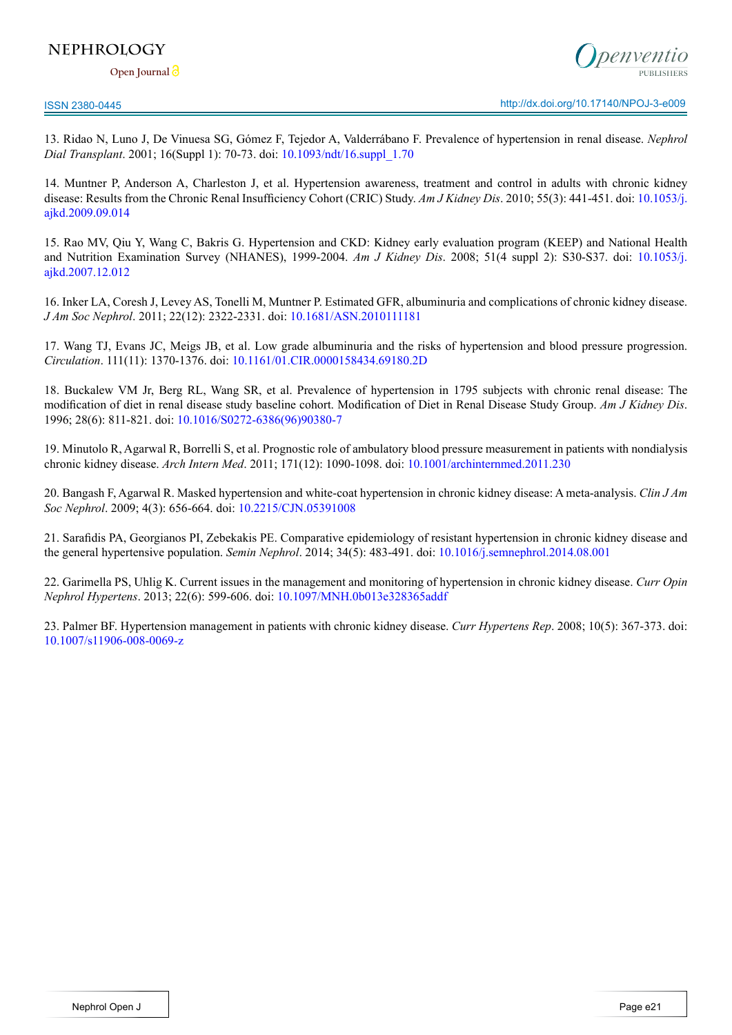13. Ridao N, Luno J, De Vinuesa SG, Gómez F, Tejedor A, Valderrábano F. Prevalence of hypertension in renal disease. *Nephrol Dial Transplant*. 2001; 16(Suppl 1): 70-73. doi: 10.1093/ndt/16.suppl_1.70

14. Muntner P, Anderson A, Charleston J, et al. Hypertension awareness, treatment and control in adults with chronic kidney disease: Results from the Chronic Renal Insufficiency Cohort (CRIC) Study. *Am J Kidney Dis*. 2010; 55(3): 441-451. doi: 10.1053/j.ajkd.2009.09.014

15. Rao MV, Qiu Y, Wang C, Bakris G. Hypertension and CKD: Kidney early evaluation program (KEEP) and National Health and Nutrition Examination Survey (NHANES), 1999-2004. *Am J Kidney Dis*. 2008; 51(4 suppl 2): S30-S37. doi: 10.1053/j.ajkd.2007.12.012

16. Inker LA, Coresh J, Levey AS, Tonelli M, Muntner P. Estimated GFR, albuminuria and complications of chronic kidney disease. *J Am Soc Nephrol*. 2011; 22(12): 2322-2331. doi: 10.1681/ASN.2010111181

17. Wang TJ, Evans JC, Meigs JB, et al. Low grade albuminuria and the risks of hypertension and blood pressure progression. *Circulation*. 111(11): 1370-1376. doi: 10.1161/01.CIR.0000158434.69180.2D

18. Buckalew VM Jr, Berg RL, Wang SR, et al. Prevalence of hypertension in 1795 subjects with chronic renal disease: The modification of diet in renal disease study baseline cohort. Modification of Diet in Renal Disease Study Group. *Am J Kidney Dis*. 1996; 28(6): 811-821. doi: 10.1016/S0272-6386(96)90380-7

19. Minutolo R, Agarwal R, Borrelli S, et al. Prognostic role of ambulatory blood pressure measurement in patients with nondialysis chronic kidney disease. *Arch Intern Med*. 2011; 171(12): 1090-1098. doi: 10.1001/archinternmed.2011.230

20. Bangash F, Agarwal R. Masked hypertension and white-coat hypertension in chronic kidney disease: A meta-analysis. *Clin J Am Soc Nephrol*. 2009; 4(3): 656-664. doi: 10.2215/CJN.05391008

21. Sarafidis PA, Georgianos PI, Zebekakis PE. Comparative epidemiology of resistant hypertension in chronic kidney disease and the general hypertensive population. *Semin Nephrol*. 2014; 34(5): 483-491. doi: 10.1016/j.semnephrol.2014.08.001

22. Garimella PS, Uhlig K. Current issues in the management and monitoring of hypertension in chronic kidney disease. *Curr Opin Nephrol Hypertens*. 2013; 22(6): 599-606. doi: 10.1097/MNH.0b013e328365addf

23. Palmer BF. Hypertension management in patients with chronic kidney disease. *Curr Hypertens Rep*. 2008; 10(5): 367-373. doi: 10.1007/s11906-008-0069-z